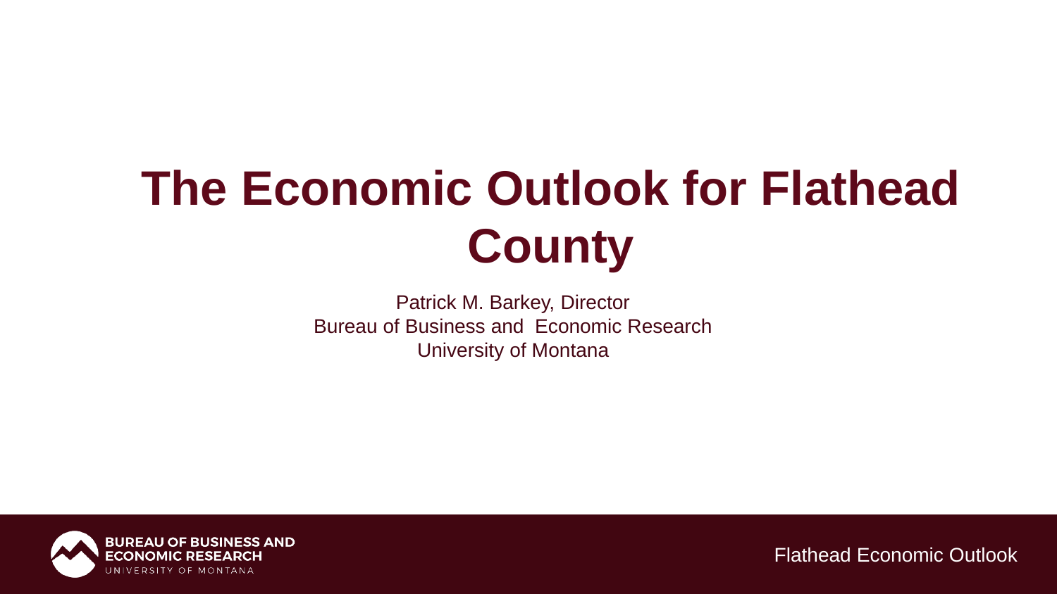# The Economic Outlook for Flathead County

Patrick M. Barkey, Director
Bureau of Business and Economic Research
University of Montana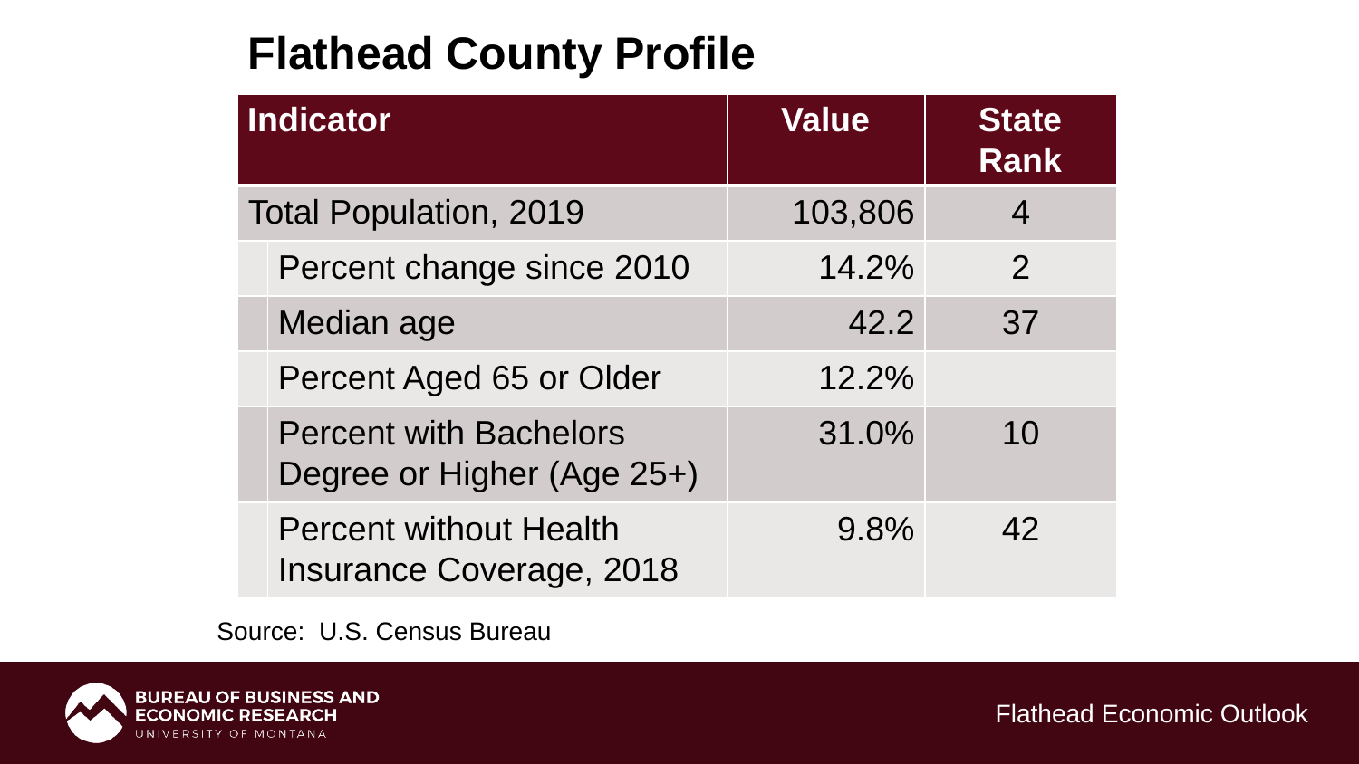# Flathead County Profile

| Indicator | Value | State Rank |
|---|---|---|
| Total Population, 2019 | 103,806 | 4 |
| Percent change since 2010 | 14.2% | 2 |
| Median age | 42.2 | 37 |
| Percent Aged 65 or Older | 12.2% | |
| Percent with Bachelors Degree or Higher (Age 25+) | 31.0% | 10 |
| Percent without Health Insurance Coverage, 2018 | 9.8% | 42 |

Source: U.S. Census Bureau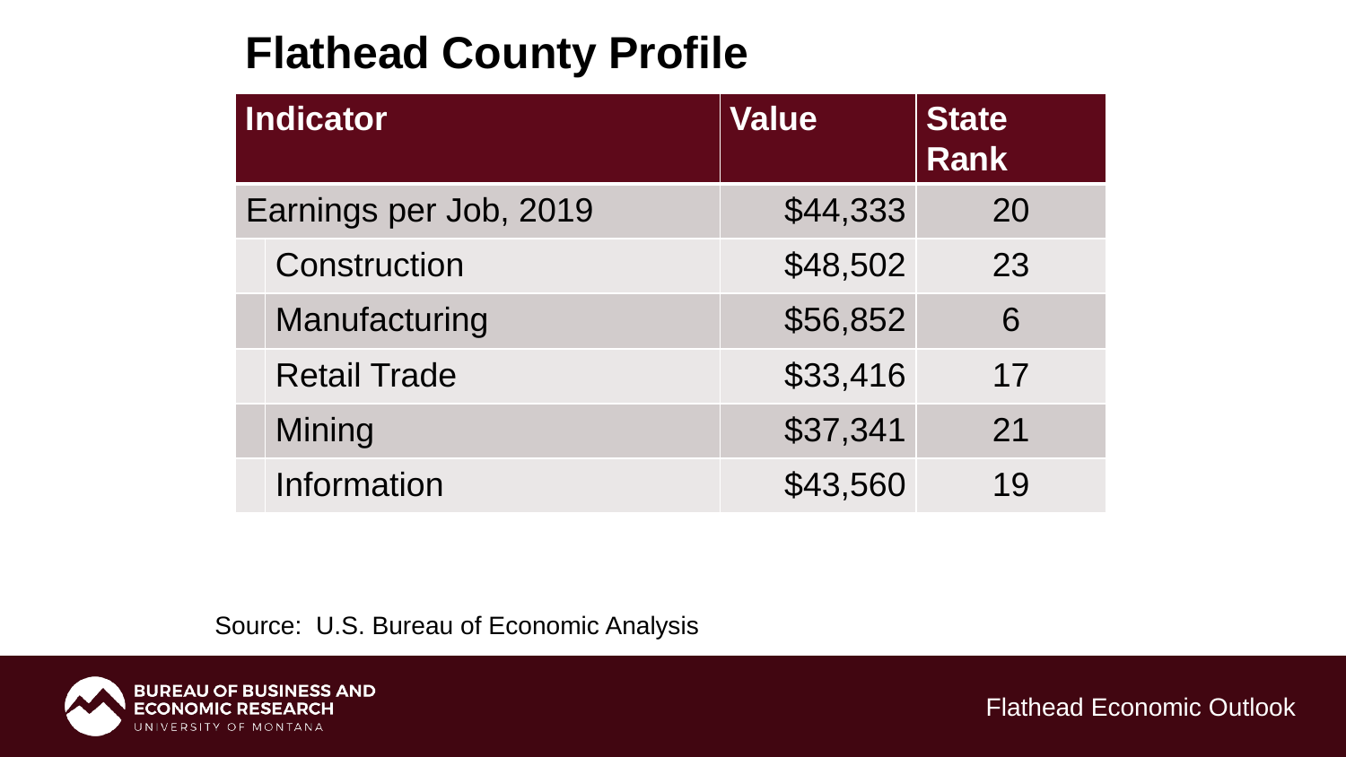# Flathead County Profile

| Indicator | Value | State Rank |
|---|---|---|
| Earnings per Job, 2019 | $44,333 | 20 |
| Construction | $48,502 | 23 |
| Manufacturing | $56,852 | 6 |
| Retail Trade | $33,416 | 17 |
| Mining | $37,341 | 21 |
| Information | $43,560 | 19 |

Source: U.S. Bureau of Economic Analysis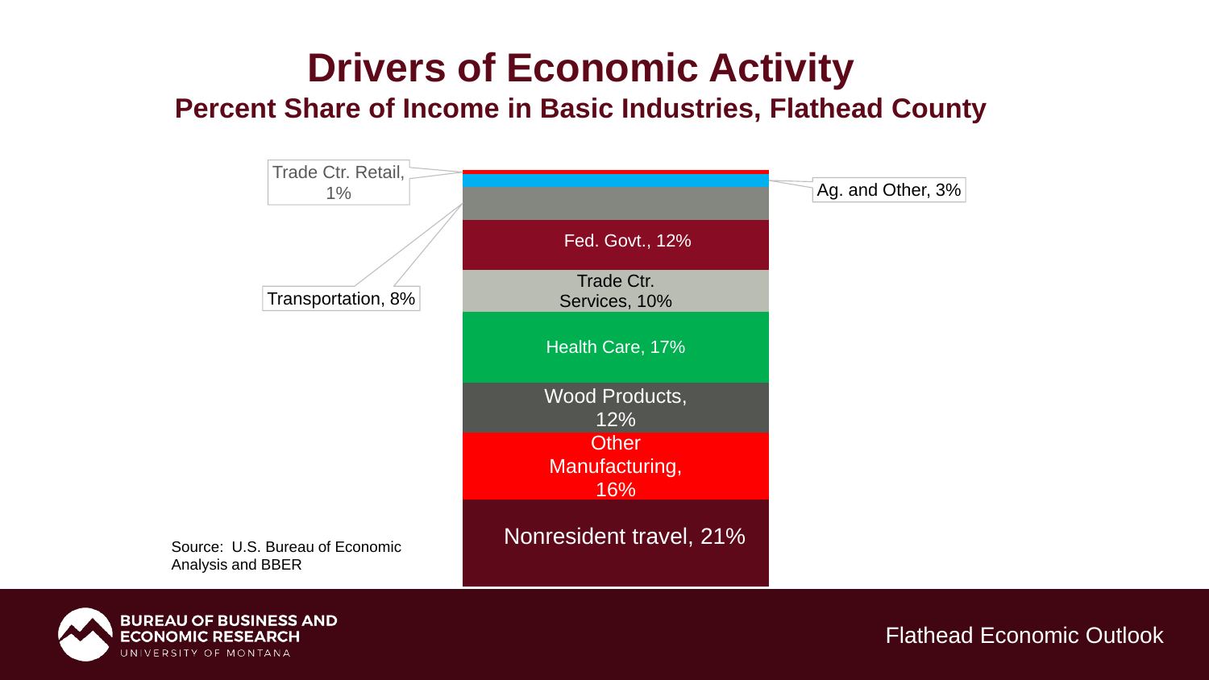# Drivers of Economic Activity

## Percent Share of Income in Basic Industries, Flathead County

Trade Ctr. Retail, 1%

Ag. and Other, 3%

Transportation, 8%

Fed. Govt., 12%

Trade Ctr. Services, 10%

Health Care, 17%

Wood Products, 12%

Other Manufacturing, 16%

Nonresident travel, 21%

Source: U.S. Bureau of Economic Analysis and BBER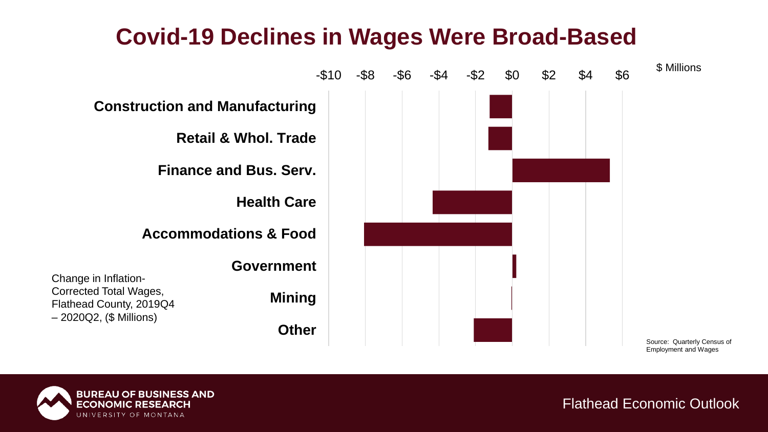# Covid-19 Declines in Wages Were Broad-Based

$ Millions

-$10 -$8 -$6 -$4 -$2 $0 $2 $4 $6

Construction and Manufacturing

Retail & Whol. Trade

Finance and Bus. Serv.

Health Care

Accommodations & Food

Government

Mining

Other

Change in Inflation-Corrected Total Wages, Flathead County, 2019Q4 – 2020Q2, ($ Millions)

Source: Quarterly Census of Employment and Wages

BUREAU OF BUSINESS AND ECONOMIC RESEARCH
UNIVERSITY OF MONTANA

Flathead Economic Outlook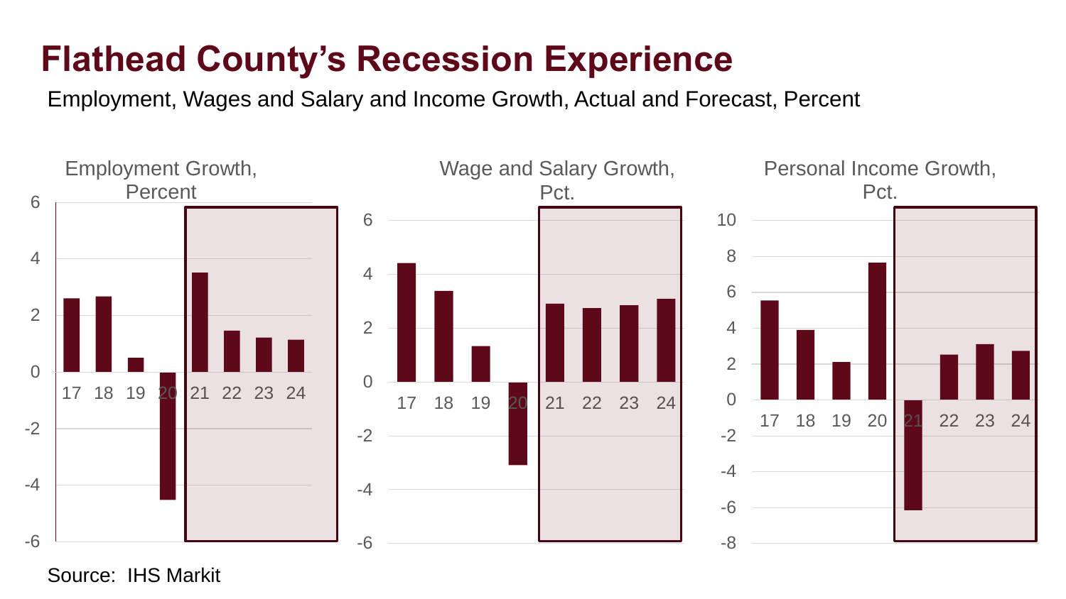# Flathead County's Recession Experience

Employment, Wages and Salary and Income Growth, Actual and Forecast, Percent

Employment Growth, Percent

Wage and Salary Growth, Pct.

Personal Income Growth, Pct.

Source: IHS Markit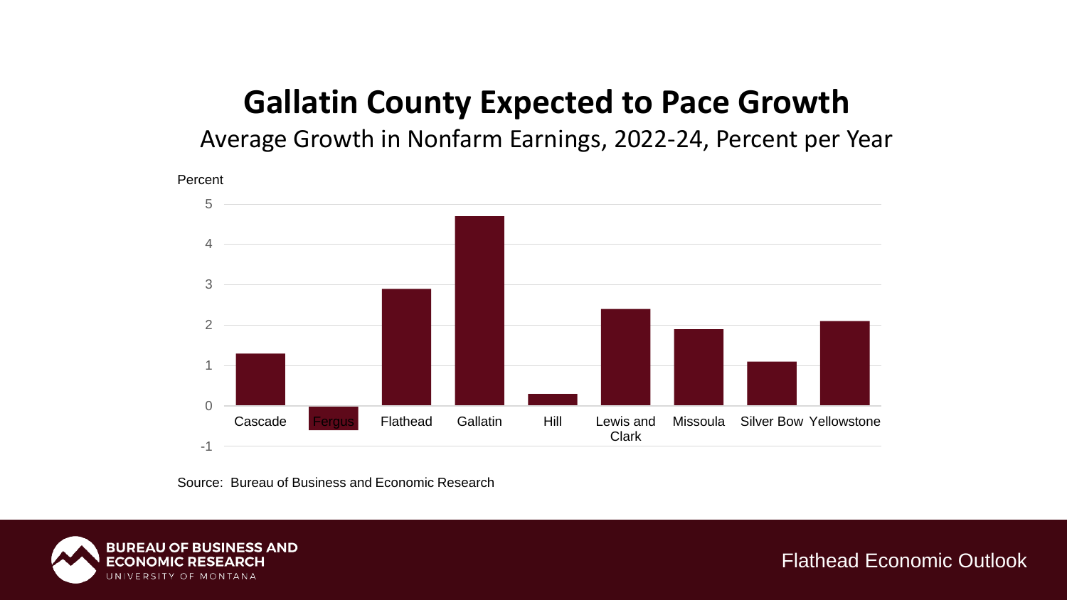# Gallatin County Expected to Pace Growth

Average Growth in Nonfarm Earnings, 2022-24, Percent per Year

Percent

5

4

3

2

1

0

-1

Cascade

Fergus

Flathead

Gallatin

Hill

Lewis and Clark

Missoula

Silver Bow

Yellowstone

Source: Bureau of Business and Economic Research